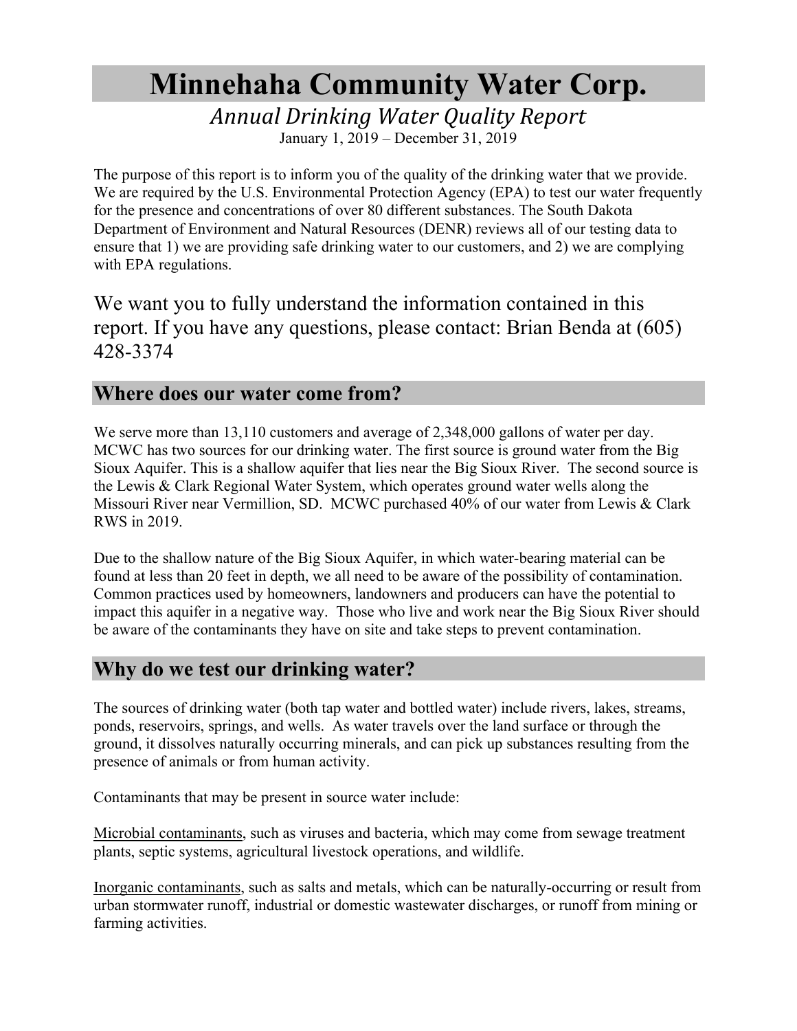# Minnehaha Community Water Corp.

*Annual Drinking Water Quality Report*

January 1, 2019 – December 31, 2019

The purpose of this report is to inform you of the quality of the drinking water that we provide. We are required by the U.S. Environmental Protection Agency (EPA) to test our water frequently for the presence and concentrations of over 80 different substances. The South Dakota Department of Environment and Natural Resources (DENR) reviews all of our testing data to ensure that 1) we are providing safe drinking water to our customers, and 2) we are complying with EPA regulations.

We want you to fully understand the information contained in this report. If you have any questions, please contact: Brian Benda at (605) 428-3374

## Where does our water come from?

We serve more than 13,110 customers and average of 2,348,000 gallons of water per day. MCWC has two sources for our drinking water. The first source is ground water from the Big Sioux Aquifer. This is a shallow aquifer that lies near the Big Sioux River. The second source is the Lewis & Clark Regional Water System, which operates ground water wells along the Missouri River near Vermillion, SD. MCWC purchased 40% of our water from Lewis & Clark RWS in 2019.

Due to the shallow nature of the Big Sioux Aquifer, in which water-bearing material can be found at less than 20 feet in depth, we all need to be aware of the possibility of contamination. Common practices used by homeowners, landowners and producers can have the potential to impact this aquifer in a negative way. Those who live and work near the Big Sioux River should be aware of the contaminants they have on site and take steps to prevent contamination.

## Why do we test our drinking water?

The sources of drinking water (both tap water and bottled water) include rivers, lakes, streams, ponds, reservoirs, springs, and wells. As water travels over the land surface or through the ground, it dissolves naturally occurring minerals, and can pick up substances resulting from the presence of animals or from human activity.

Contaminants that may be present in source water include:

<u>Microbial contaminants</u>, such as viruses and bacteria, which may come from sewage treatment plants, septic systems, agricultural livestock operations, and wildlife.

<u>Inorganic contaminants</u>, such as salts and metals, which can be naturally-occurring or result from urban stormwater runoff, industrial or domestic wastewater discharges, or runoff from mining or farming activities.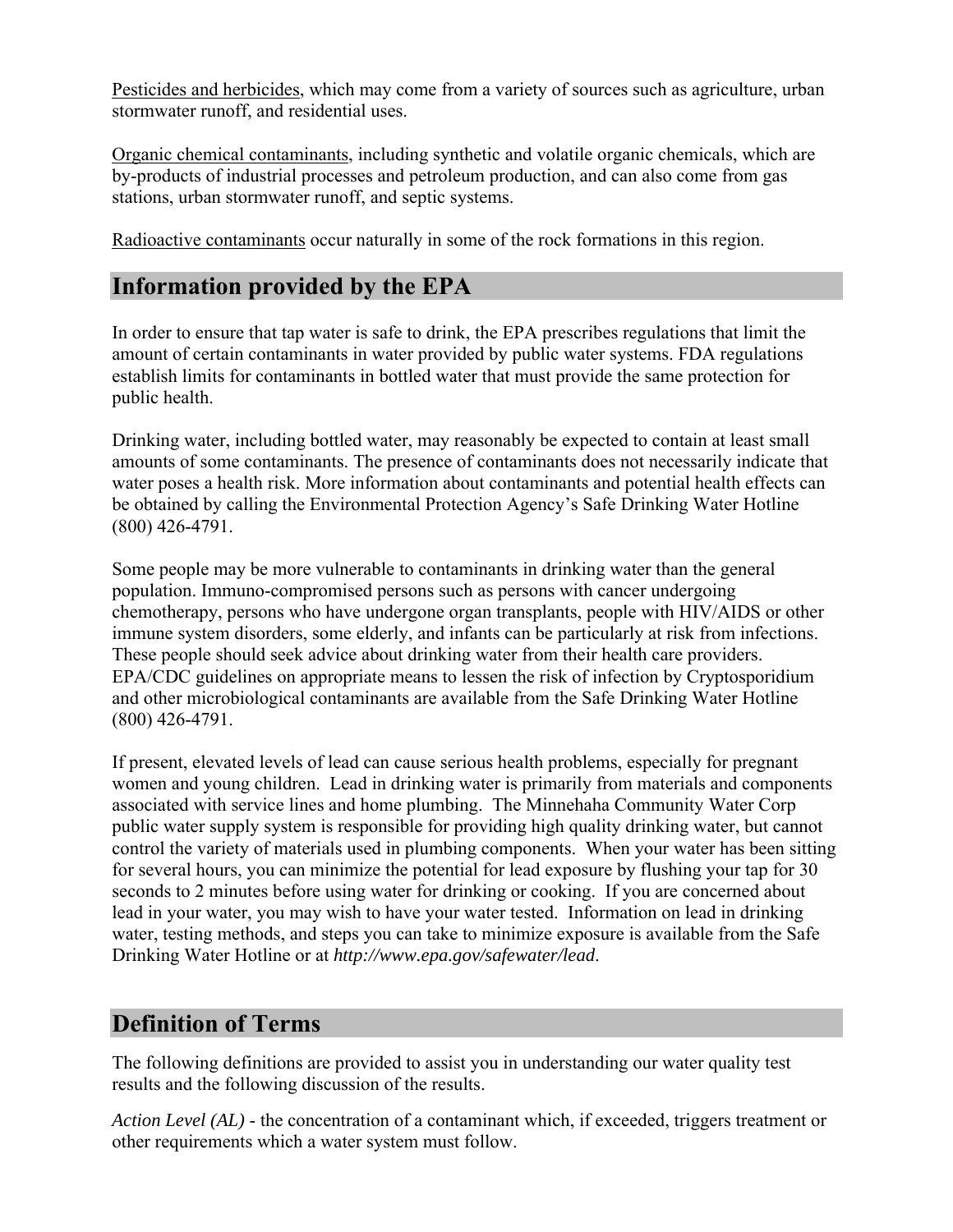Pesticides and herbicides, which may come from a variety of sources such as agriculture, urban stormwater runoff, and residential uses.

Organic chemical contaminants, including synthetic and volatile organic chemicals, which are by-products of industrial processes and petroleum production, and can also come from gas stations, urban stormwater runoff, and septic systems.

Radioactive contaminants occur naturally in some of the rock formations in this region.

## Information provided by the EPA

In order to ensure that tap water is safe to drink, the EPA prescribes regulations that limit the amount of certain contaminants in water provided by public water systems. FDA regulations establish limits for contaminants in bottled water that must provide the same protection for public health.

Drinking water, including bottled water, may reasonably be expected to contain at least small amounts of some contaminants. The presence of contaminants does not necessarily indicate that water poses a health risk. More information about contaminants and potential health effects can be obtained by calling the Environmental Protection Agency's Safe Drinking Water Hotline (800) 426-4791.

Some people may be more vulnerable to contaminants in drinking water than the general population. Immuno-compromised persons such as persons with cancer undergoing chemotherapy, persons who have undergone organ transplants, people with HIV/AIDS or other immune system disorders, some elderly, and infants can be particularly at risk from infections. These people should seek advice about drinking water from their health care providers. EPA/CDC guidelines on appropriate means to lessen the risk of infection by Cryptosporidium and other microbiological contaminants are available from the Safe Drinking Water Hotline (800) 426-4791.

If present, elevated levels of lead can cause serious health problems, especially for pregnant women and young children. Lead in drinking water is primarily from materials and components associated with service lines and home plumbing. The Minnehaha Community Water Corp public water supply system is responsible for providing high quality drinking water, but cannot control the variety of materials used in plumbing components. When your water has been sitting for several hours, you can minimize the potential for lead exposure by flushing your tap for 30 seconds to 2 minutes before using water for drinking or cooking. If you are concerned about lead in your water, you may wish to have your water tested. Information on lead in drinking water, testing methods, and steps you can take to minimize exposure is available from the Safe Drinking Water Hotline or at *http://www.epa.gov/safewater/lead*.

## Definition of Terms

The following definitions are provided to assist you in understanding our water quality test results and the following discussion of the results.

*Action Level (AL)* - the concentration of a contaminant which, if exceeded, triggers treatment or other requirements which a water system must follow.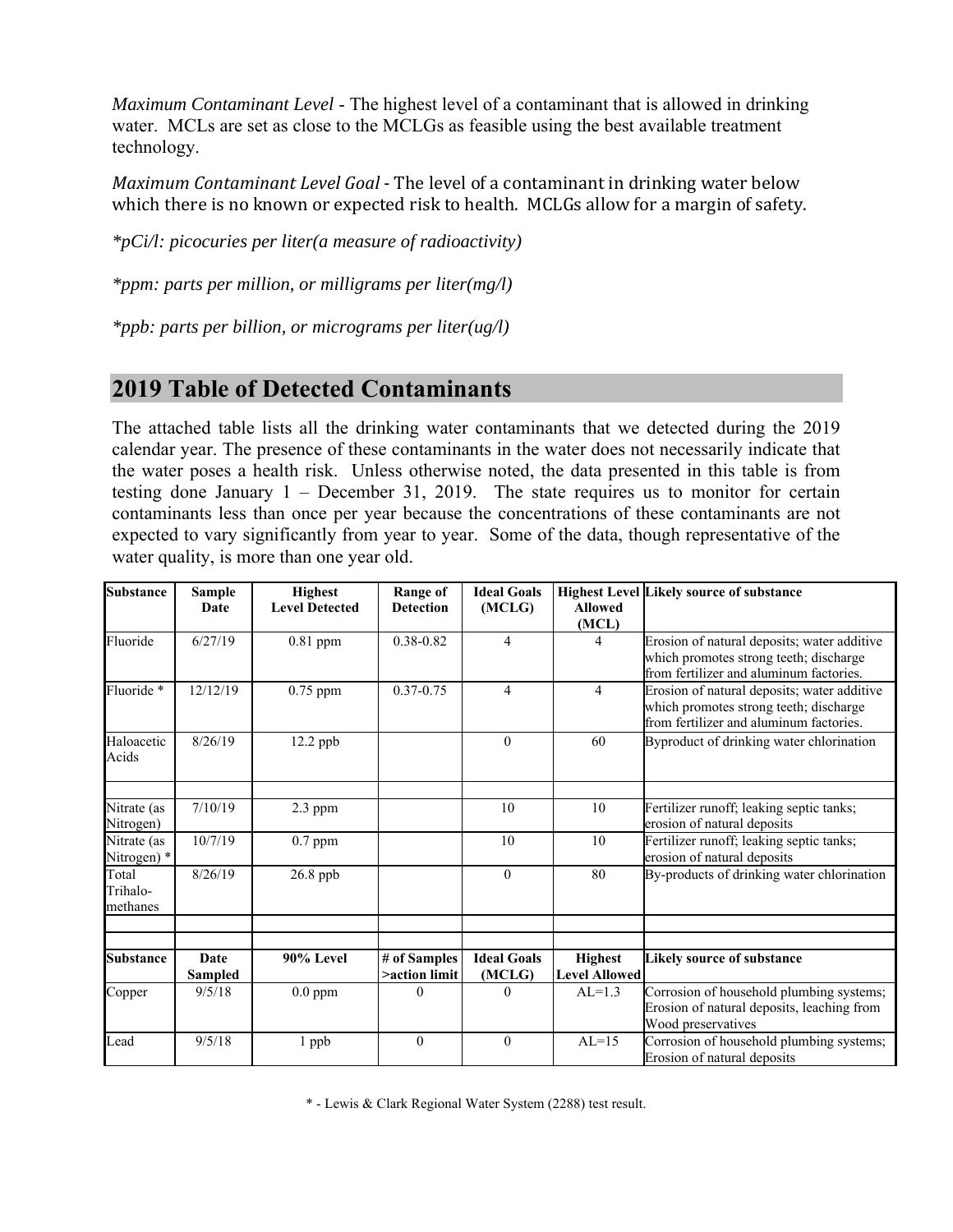*Maximum Contaminant Level* - The highest level of a contaminant that is allowed in drinking water. MCLs are set as close to the MCLGs as feasible using the best available treatment technology.

*Maximum Contaminant Level Goal* - The level of a contaminant in drinking water below which there is no known or expected risk to health. MCLGs allow for a margin of safety.

**pCi/l: picocuries per liter(a measure of radioactivity)*

**ppm: parts per million, or milligrams per liter(mg/l)*

**ppb: parts per billion, or micrograms per liter(ug/l)*

## 2019 Table of Detected Contaminants

The attached table lists all the drinking water contaminants that we detected during the 2019 calendar year. The presence of these contaminants in the water does not necessarily indicate that the water poses a health risk. Unless otherwise noted, the data presented in this table is from testing done January 1 – December 31, 2019. The state requires us to monitor for certain contaminants less than once per year because the concentrations of these contaminants are not expected to vary significantly from year to year. Some of the data, though representative of the water quality, is more than one year old.

| Substance | Sample Date | Highest Level Detected | Range of Detection | Ideal Goals (MCLG) | Highest Level Allowed (MCL) | Likely source of substance |
|---|---|---|---|---|---|---|
| Fluoride | 6/27/19 | 0.81 ppm | 0.38-0.82 | 4 | 4 | Erosion of natural deposits; water additive which promotes strong teeth; discharge from fertilizer and aluminum factories. |
| Fluoride * | 12/12/19 | 0.75 ppm | 0.37-0.75 | 4 | 4 | Erosion of natural deposits; water additive which promotes strong teeth; discharge from fertilizer and aluminum factories. |
| Haloacetic Acids | 8/26/19 | 12.2 ppb | | 0 | 60 | Byproduct of drinking water chlorination |
| | | | | | | |
| Nitrate (as Nitrogen) | 7/10/19 | 2.3 ppm | | 10 | 10 | Fertilizer runoff; leaking septic tanks; erosion of natural deposits |
| Nitrate (as Nitrogen) * | 10/7/19 | 0.7 ppm | | 10 | 10 | Fertilizer runoff; leaking septic tanks; erosion of natural deposits |
| Total Trihalo-methanes | 8/26/19 | 26.8 ppb | | 0 | 80 | By-products of drinking water chlorination |
| | | | | | | |
| | | | | | | |
| **Substance** | **Date Sampled** | **90% Level** | **# of Samples >action limit** | **Ideal Goals (MCLG)** | **Highest Level Allowed** | **Likely source of substance** |
| Copper | 9/5/18 | 0.0 ppm | 0 | 0 | AL=1.3 | Corrosion of household plumbing systems; Erosion of natural deposits, leaching from Wood preservatives |
| Lead | 9/5/18 | 1 ppb | 0 | 0 | AL=15 | Corrosion of household plumbing systems; Erosion of natural deposits |

\* - Lewis & Clark Regional Water System (2288) test result.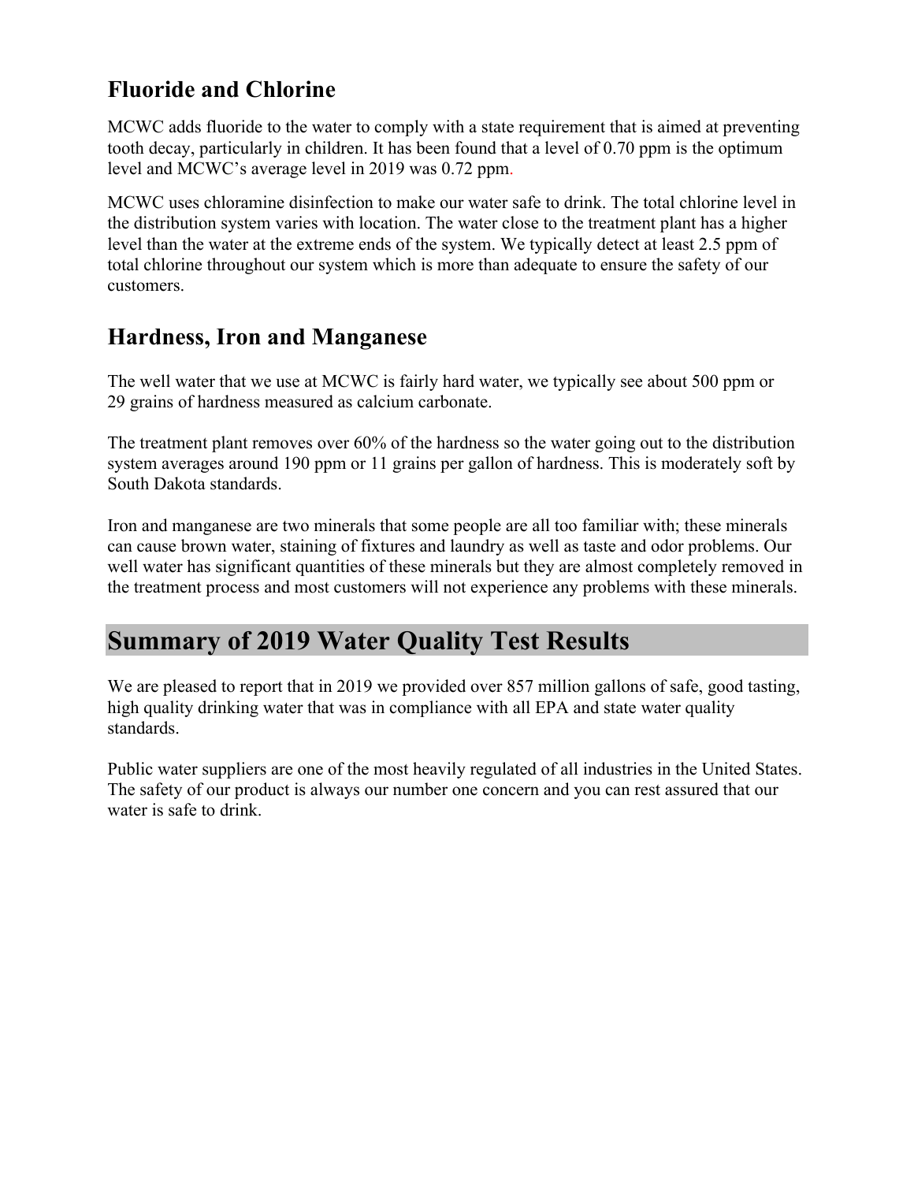## Fluoride and Chlorine

MCWC adds fluoride to the water to comply with a state requirement that is aimed at preventing tooth decay, particularly in children. It has been found that a level of 0.70 ppm is the optimum level and MCWC's average level in 2019 was 0.72 ppm.

MCWC uses chloramine disinfection to make our water safe to drink. The total chlorine level in the distribution system varies with location. The water close to the treatment plant has a higher level than the water at the extreme ends of the system. We typically detect at least 2.5 ppm of total chlorine throughout our system which is more than adequate to ensure the safety of our customers.

## Hardness, Iron and Manganese

The well water that we use at MCWC is fairly hard water, we typically see about 500 ppm or 29 grains of hardness measured as calcium carbonate.

The treatment plant removes over 60% of the hardness so the water going out to the distribution system averages around 190 ppm or 11 grains per gallon of hardness. This is moderately soft by South Dakota standards.

Iron and manganese are two minerals that some people are all too familiar with; these minerals can cause brown water, staining of fixtures and laundry as well as taste and odor problems. Our well water has significant quantities of these minerals but they are almost completely removed in the treatment process and most customers will not experience any problems with these minerals.

## Summary of 2019 Water Quality Test Results

We are pleased to report that in 2019 we provided over 857 million gallons of safe, good tasting, high quality drinking water that was in compliance with all EPA and state water quality standards.

Public water suppliers are one of the most heavily regulated of all industries in the United States. The safety of our product is always our number one concern and you can rest assured that our water is safe to drink.